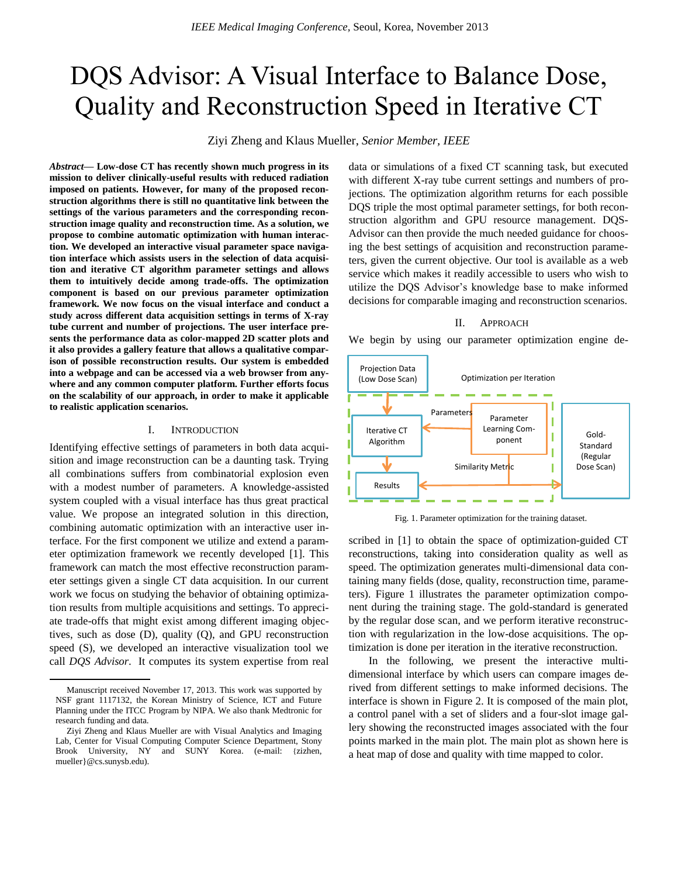# DQS Advisor: A Visual Interface to Balance Dose, Quality and Reconstruction Speed in Iterative CT

Ziyi Zheng and Klaus Mueller, *Senior Member, IEEE*

***Abstract*— Low-dose CT has recently shown much progress in its mission to deliver clinically-useful results with reduced radiation imposed on patients. However, for many of the proposed reconstruction algorithms there is still no quantitative link between the settings of the various parameters and the corresponding reconstruction image quality and reconstruction time. As a solution, we propose to combine automatic optimization with human interaction. We developed an interactive visual parameter space navigation interface which assists users in the selection of data acquisition and iterative CT algorithm parameter settings and allows them to intuitively decide among trade-offs. The optimization component is based on our previous parameter optimization framework. We now focus on the visual interface and conduct a study across different data acquisition settings in terms of X-ray tube current and number of projections. The user interface presents the performance data as color-mapped 2D scatter plots and it also provides a gallery feature that allows a qualitative comparison of possible reconstruction results. Our system is embedded into a webpage and can be accessed via a web browser from anywhere and any common computer platform. Further efforts focus on the scalability of our approach, in order to make it applicable to realistic application scenarios.**

## I. Introduction

Identifying effective settings of parameters in both data acquisition and image reconstruction can be a daunting task. Trying all combinations suffers from combinatorial explosion even with a modest number of parameters. A knowledge-assisted system coupled with a visual interface has thus great practical value. We propose an integrated solution in this direction, combining automatic optimization with an interactive user interface. For the first component we utilize and extend a parameter optimization framework we recently developed [1]. This framework can match the most effective reconstruction parameter settings given a single CT data acquisition. In our current work we focus on studying the behavior of obtaining optimization results from multiple acquisitions and settings. To appreciate trade-offs that might exist among different imaging objectives, such as dose (D), quality (Q), and GPU reconstruction speed (S), we developed an interactive visualization tool we call *DQS Advisor*. It computes its system expertise from real data or simulations of a fixed CT scanning task, but executed with different X-ray tube current settings and numbers of projections. The optimization algorithm returns for each possible DQS triple the most optimal parameter settings, for both reconstruction algorithm and GPU resource management. DQS-Advisor can then provide the much needed guidance for choosing the best settings of acquisition and reconstruction parameters, given the current objective. Our tool is available as a web service which makes it readily accessible to users who wish to utilize the DQS Advisor's knowledge base to make informed decisions for comparable imaging and reconstruction scenarios.

## II. Approach

We begin by using our parameter optimization engine described in [1] to obtain the space of optimization-guided CT reconstructions, taking into consideration quality as well as speed. The optimization generates multi-dimensional data containing many fields (dose, quality, reconstruction time, parameters). Figure 1 illustrates the parameter optimization component during the training stage. The gold-standard is generated by the regular dose scan, and we perform iterative reconstruction with regularization in the low-dose acquisitions. The optimization is done per iteration in the iterative reconstruction.

Projection Data (Low Dose Scan)
Optimization per Iteration
Parameters
Iterative CT Algorithm
Parameter Learning Component
Gold-Standard (Regular Dose Scan)
Similarity Metric
Results

Fig. 1. Parameter optimization for the training dataset.

In the following, we present the interactive multi-dimensional interface by which users can compare images derived from different settings to make informed decisions. The interface is shown in Figure 2. It is composed of the main plot, a control panel with a set of sliders and a four-slot image gallery showing the reconstructed images associated with the four points marked in the main plot. The main plot as shown here is a heat map of dose and quality with time mapped to color.

---

Manuscript received November 17, 2013. This work was supported by NSF grant 1117132, the Korean Ministry of Science, ICT and Future Planning under the ITCC Program by NIPA. We also thank Medtronic for research funding and data.

Ziyi Zheng and Klaus Mueller are with Visual Analytics and Imaging Lab, Center for Visual Computing Computer Science Department, Stony Brook University, NY and SUNY Korea. (e-mail: {zizhen, mueller}@cs.sunysb.edu).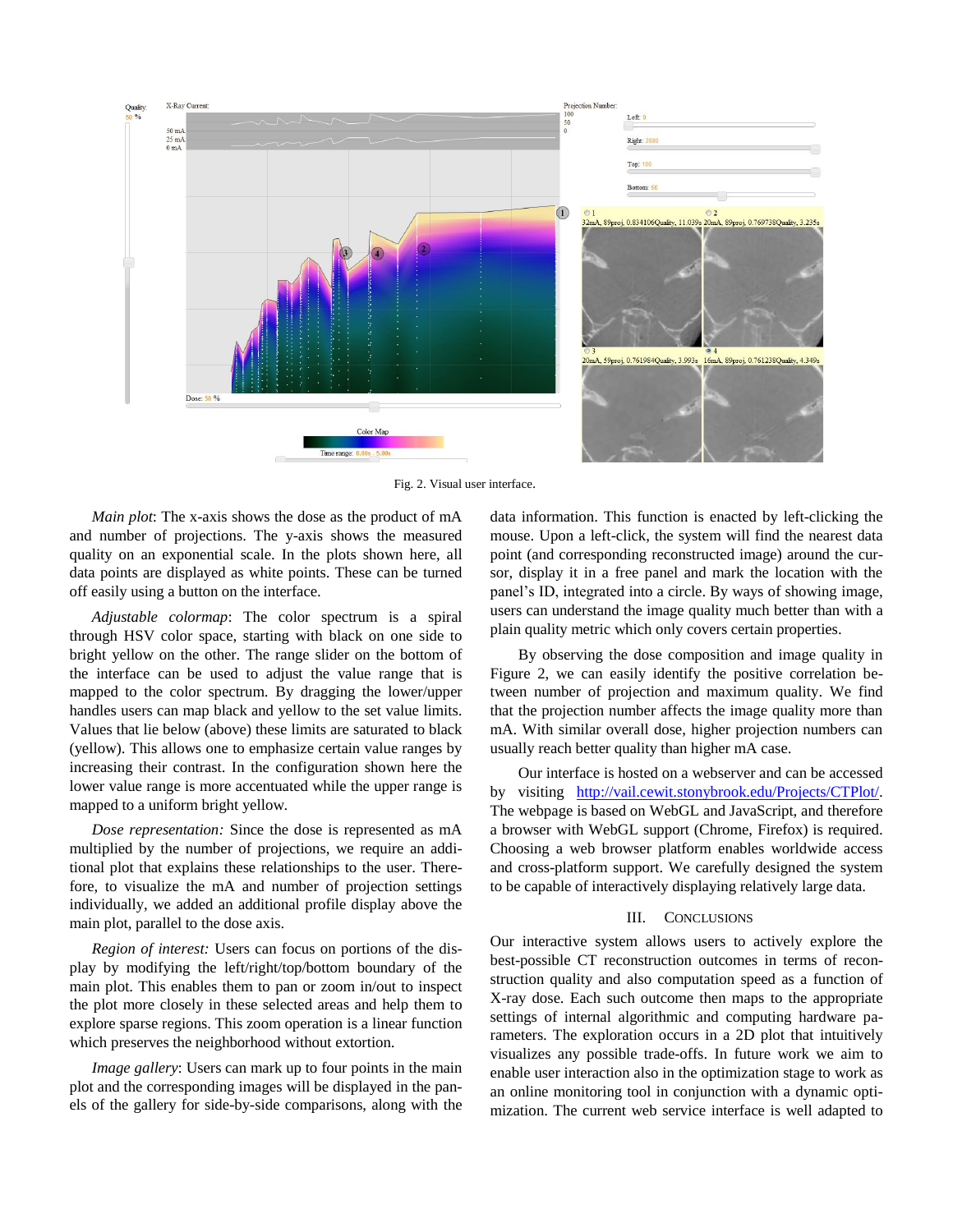Quality: 50 %

X-Ray Current:

50 mA
25 mA
0 mA

Projection Number:
100
50
0

Left: 0
Right: 2880
Top: 100
Bottom: 50

1
32mA, 89proj, 0.834106Quality, 11.039s

2
20mA, 89proj, 0.769738Quality, 3.235s

3
20mA, 59proj, 0.761984Quality, 3.993s

4
16mA, 89proj, 0.761238Quality, 4.349s

Dose: 50 %

Color Map

Time range: 0.00s - 5.00s

Fig. 2. Visual user interface.

*Main plot*: The x-axis shows the dose as the product of mA and number of projections. The y-axis shows the measured quality on an exponential scale. In the plots shown here, all data points are displayed as white points. These can be turned off easily using a button on the interface.

*Adjustable colormap*: The color spectrum is a spiral through HSV color space, starting with black on one side to bright yellow on the other. The range slider on the bottom of the interface can be used to adjust the value range that is mapped to the color spectrum. By dragging the lower/upper handles users can map black and yellow to the set value limits. Values that lie below (above) these limits are saturated to black (yellow). This allows one to emphasize certain value ranges by increasing their contrast. In the configuration shown here the lower value range is more accentuated while the upper range is mapped to a uniform bright yellow.

*Dose representation:* Since the dose is represented as mA multiplied by the number of projections, we require an additional plot that explains these relationships to the user. Therefore, to visualize the mA and number of projection settings individually, we added an additional profile display above the main plot, parallel to the dose axis.

*Region of interest:* Users can focus on portions of the display by modifying the left/right/top/bottom boundary of the main plot. This enables them to pan or zoom in/out to inspect the plot more closely in these selected areas and help them to explore sparse regions. This zoom operation is a linear function which preserves the neighborhood without extortion.

*Image gallery*: Users can mark up to four points in the main plot and the corresponding images will be displayed in the panels of the gallery for side-by-side comparisons, along with the data information. This function is enacted by left-clicking the mouse. Upon a left-click, the system will find the nearest data point (and corresponding reconstructed image) around the cursor, display it in a free panel and mark the location with the panel's ID, integrated into a circle. By ways of showing image, users can understand the image quality much better than with a plain quality metric which only covers certain properties.

By observing the dose composition and image quality in Figure 2, we can easily identify the positive correlation between number of projection and maximum quality. We find that the projection number affects the image quality more than mA. With similar overall dose, higher projection numbers can usually reach better quality than higher mA case.

Our interface is hosted on a webserver and can be accessed by visiting http://vail.cewit.stonybrook.edu/Projects/CTPlot/. The webpage is based on WebGL and JavaScript, and therefore a browser with WebGL support (Chrome, Firefox) is required. Choosing a web browser platform enables worldwide access and cross-platform support. We carefully designed the system to be capable of interactively displaying relatively large data.

## III. Conclusions

Our interactive system allows users to actively explore the best-possible CT reconstruction outcomes in terms of reconstruction quality and also computation speed as a function of X-ray dose. Each such outcome then maps to the appropriate settings of internal algorithmic and computing hardware parameters. The exploration occurs in a 2D plot that intuitively visualizes any possible trade-offs. In future work we aim to enable user interaction also in the optimization stage to work as an online monitoring tool in conjunction with a dynamic optimization. The current web service interface is well adapted to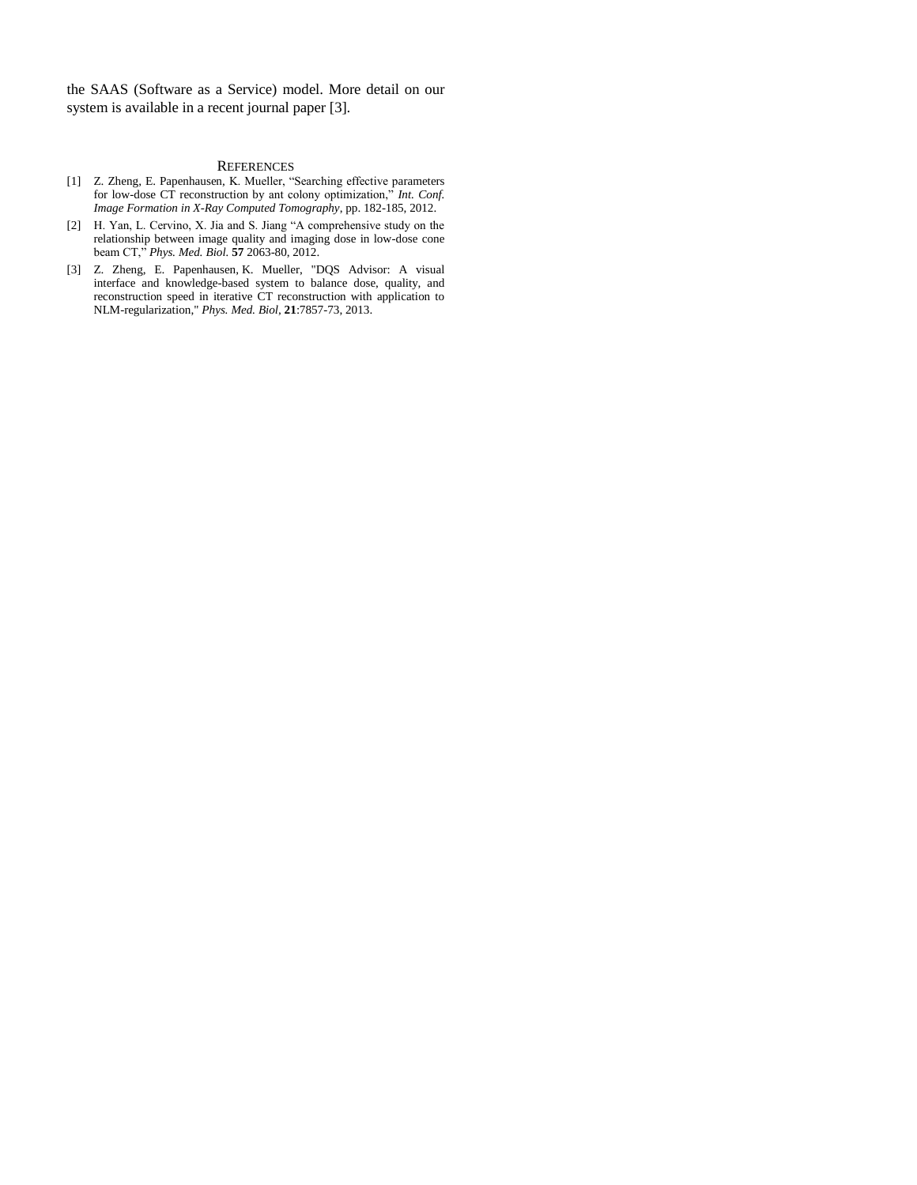the SAAS (Software as a Service) model. More detail on our system is available in a recent journal paper [3].

## References

[1] Z. Zheng, E. Papenhausen, K. Mueller, "Searching effective parameters for low-dose CT reconstruction by ant colony optimization," *Int. Conf. Image Formation in X-Ray Computed Tomography*, pp. 182-185, 2012.

[2] H. Yan, L. Cervino, X. Jia and S. Jiang "A comprehensive study on the relationship between image quality and imaging dose in low-dose cone beam CT," *Phys. Med. Biol.* **57** 2063-80, 2012.

[3] Z. Zheng, E. Papenhausen, K. Mueller, "DQS Advisor: A visual interface and knowledge-based system to balance dose, quality, and reconstruction speed in iterative CT reconstruction with application to NLM-regularization," *Phys. Med. Biol*, **21**:7857-73, 2013.